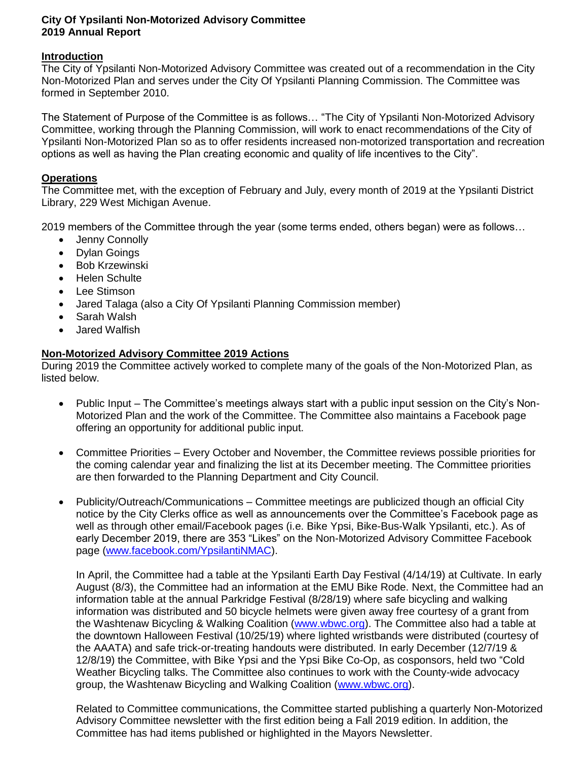**City Of Ypsilanti Non-Motorized Advisory Committee**
**2019 Annual Report**

## Introduction

The City of Ypsilanti Non-Motorized Advisory Committee was created out of a recommendation in the City Non-Motorized Plan and serves under the City Of Ypsilanti Planning Commission. The Committee was formed in September 2010.

The Statement of Purpose of the Committee is as follows… "The City of Ypsilanti Non-Motorized Advisory Committee, working through the Planning Commission, will work to enact recommendations of the City of Ypsilanti Non-Motorized Plan so as to offer residents increased non-motorized transportation and recreation options as well as having the Plan creating economic and quality of life incentives to the City".

## Operations

The Committee met, with the exception of February and July, every month of 2019 at the Ypsilanti District Library, 229 West Michigan Avenue.

2019 members of the Committee through the year (some terms ended, others began) were as follows…

- Jenny Connolly
- Dylan Goings
- Bob Krzewinski
- Helen Schulte
- Lee Stimson
- Jared Talaga (also a City Of Ypsilanti Planning Commission member)
- Sarah Walsh
- Jared Walfish

## Non-Motorized Advisory Committee 2019 Actions

During 2019 the Committee actively worked to complete many of the goals of the Non-Motorized Plan, as listed below.

- Public Input – The Committee's meetings always start with a public input session on the City's Non-Motorized Plan and the work of the Committee. The Committee also maintains a Facebook page offering an opportunity for additional public input.

- Committee Priorities – Every October and November, the Committee reviews possible priorities for the coming calendar year and finalizing the list at its December meeting. The Committee priorities are then forwarded to the Planning Department and City Council.

- Publicity/Outreach/Communications – Committee meetings are publicized though an official City notice by the City Clerks office as well as announcements over the Committee's Facebook page as well as through other email/Facebook pages (i.e. Bike Ypsi, Bike-Bus-Walk Ypsilanti, etc.). As of early December 2019, there are 353 "Likes" on the Non-Motorized Advisory Committee Facebook page (www.facebook.com/YpsilantiNMAC).

  In April, the Committee had a table at the Ypsilanti Earth Day Festival (4/14/19) at Cultivate. In early August (8/3), the Committee had an information at the EMU Bike Rode. Next, the Committee had an information table at the annual Parkridge Festival (8/28/19) where safe bicycling and walking information was distributed and 50 bicycle helmets were given away free courtesy of a grant from the Washtenaw Bicycling & Walking Coalition (www.wbwc.org). The Committee also had a table at the downtown Halloween Festival (10/25/19) where lighted wristbands were distributed (courtesy of the AAATA) and safe trick-or-treating handouts were distributed. In early December (12/7/19 & 12/8/19) the Committee, with Bike Ypsi and the Ypsi Bike Co-Op, as cosponsors, held two "Cold Weather Bicycling talks. The Committee also continues to work with the County-wide advocacy group, the Washtenaw Bicycling and Walking Coalition (www.wbwc.org).

  Related to Committee communications, the Committee started publishing a quarterly Non-Motorized Advisory Committee newsletter with the first edition being a Fall 2019 edition. In addition, the Committee has had items published or highlighted in the Mayors Newsletter.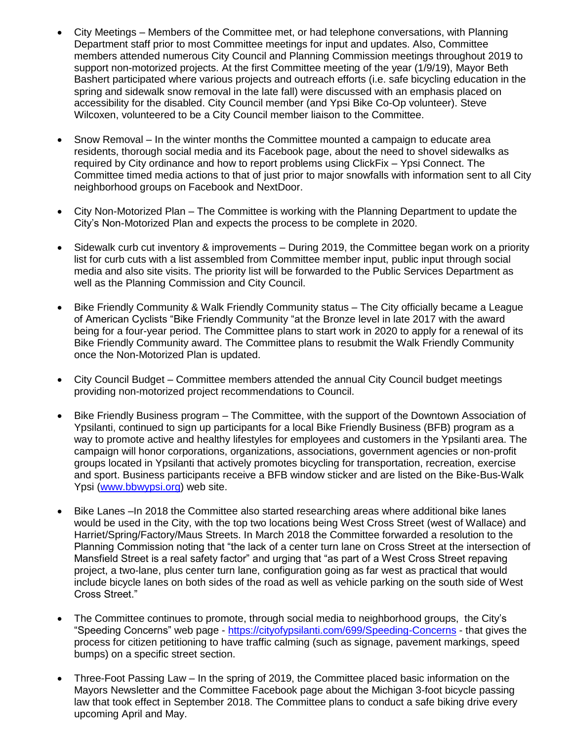- City Meetings – Members of the Committee met, or had telephone conversations, with Planning Department staff prior to most Committee meetings for input and updates. Also, Committee members attended numerous City Council and Planning Commission meetings throughout 2019 to support non-motorized projects. At the first Committee meeting of the year (1/9/19), Mayor Beth Bashert participated where various projects and outreach efforts (i.e. safe bicycling education in the spring and sidewalk snow removal in the late fall) were discussed with an emphasis placed on accessibility for the disabled. City Council member (and Ypsi Bike Co-Op volunteer). Steve Wilcoxen, volunteered to be a City Council member liaison to the Committee.

- Snow Removal – In the winter months the Committee mounted a campaign to educate area residents, thorough social media and its Facebook page, about the need to shovel sidewalks as required by City ordinance and how to report problems using ClickFix – Ypsi Connect. The Committee timed media actions to that of just prior to major snowfalls with information sent to all City neighborhood groups on Facebook and NextDoor.

- City Non-Motorized Plan – The Committee is working with the Planning Department to update the City's Non-Motorized Plan and expects the process to be complete in 2020.

- Sidewalk curb cut inventory & improvements – During 2019, the Committee began work on a priority list for curb cuts with a list assembled from Committee member input, public input through social media and also site visits. The priority list will be forwarded to the Public Services Department as well as the Planning Commission and City Council.

- Bike Friendly Community & Walk Friendly Community status – The City officially became a League of American Cyclists "Bike Friendly Community "at the Bronze level in late 2017 with the award being for a four-year period. The Committee plans to start work in 2020 to apply for a renewal of its Bike Friendly Community award. The Committee plans to resubmit the Walk Friendly Community once the Non-Motorized Plan is updated.

- City Council Budget – Committee members attended the annual City Council budget meetings providing non-motorized project recommendations to Council.

- Bike Friendly Business program – The Committee, with the support of the Downtown Association of Ypsilanti, continued to sign up participants for a local Bike Friendly Business (BFB) program as a way to promote active and healthy lifestyles for employees and customers in the Ypsilanti area. The campaign will honor corporations, organizations, associations, government agencies or non-profit groups located in Ypsilanti that actively promotes bicycling for transportation, recreation, exercise and sport. Business participants receive a BFB window sticker and are listed on the Bike-Bus-Walk Ypsi (www.bbwypsi.org) web site.

- Bike Lanes –In 2018 the Committee also started researching areas where additional bike lanes would be used in the City, with the top two locations being West Cross Street (west of Wallace) and Harriet/Spring/Factory/Maus Streets. In March 2018 the Committee forwarded a resolution to the Planning Commission noting that "the lack of a center turn lane on Cross Street at the intersection of Mansfield Street is a real safety factor" and urging that "as part of a West Cross Street repaving project, a two-lane, plus center turn lane, configuration going as far west as practical that would include bicycle lanes on both sides of the road as well as vehicle parking on the south side of West Cross Street."

- The Committee continues to promote, through social media to neighborhood groups, the City's "Speeding Concerns" web page - https://cityofypsilanti.com/699/Speeding-Concerns - that gives the process for citizen petitioning to have traffic calming (such as signage, pavement markings, speed bumps) on a specific street section.

- Three-Foot Passing Law – In the spring of 2019, the Committee placed basic information on the Mayors Newsletter and the Committee Facebook page about the Michigan 3-foot bicycle passing law that took effect in September 2018. The Committee plans to conduct a safe biking drive every upcoming April and May.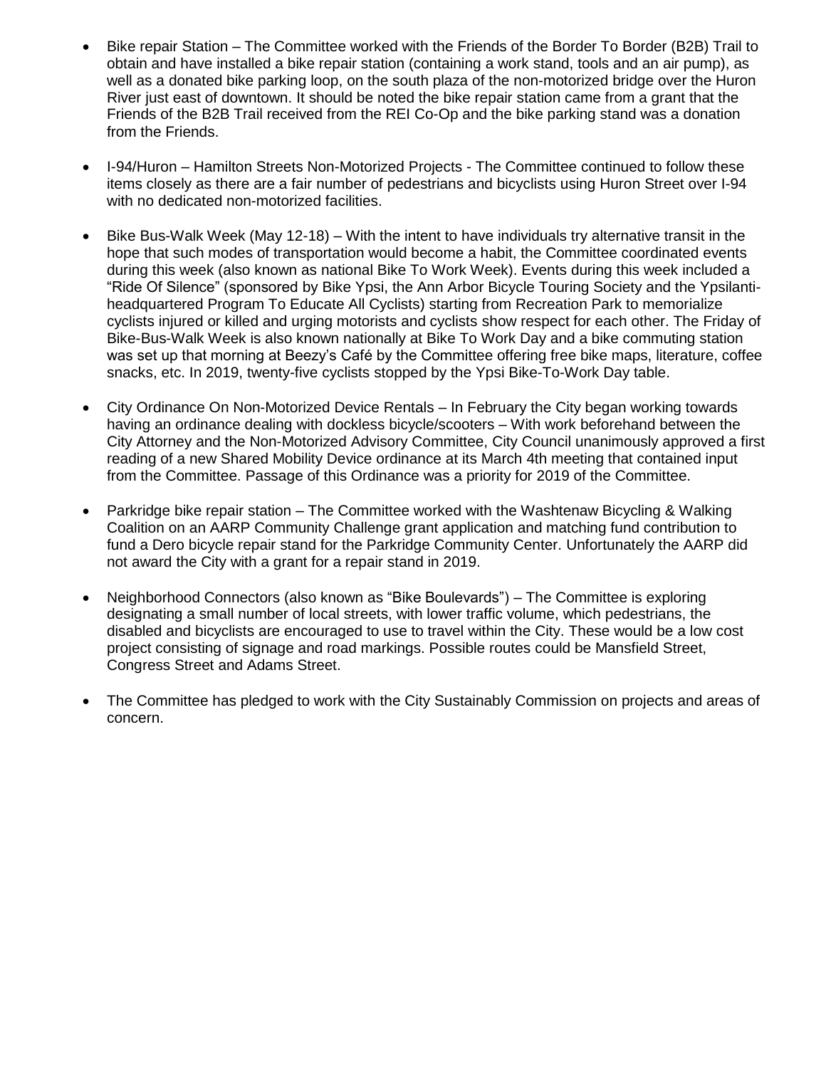- Bike repair Station – The Committee worked with the Friends of the Border To Border (B2B) Trail to obtain and have installed a bike repair station (containing a work stand, tools and an air pump), as well as a donated bike parking loop, on the south plaza of the non-motorized bridge over the Huron River just east of downtown. It should be noted the bike repair station came from a grant that the Friends of the B2B Trail received from the REI Co-Op and the bike parking stand was a donation from the Friends.

- I-94/Huron – Hamilton Streets Non-Motorized Projects - The Committee continued to follow these items closely as there are a fair number of pedestrians and bicyclists using Huron Street over I-94 with no dedicated non-motorized facilities.

- Bike Bus-Walk Week (May 12-18) – With the intent to have individuals try alternative transit in the hope that such modes of transportation would become a habit, the Committee coordinated events during this week (also known as national Bike To Work Week). Events during this week included a "Ride Of Silence" (sponsored by Bike Ypsi, the Ann Arbor Bicycle Touring Society and the Ypsilanti-headquartered Program To Educate All Cyclists) starting from Recreation Park to memorialize cyclists injured or killed and urging motorists and cyclists show respect for each other. The Friday of Bike-Bus-Walk Week is also known nationally at Bike To Work Day and a bike commuting station was set up that morning at Beezy's Café by the Committee offering free bike maps, literature, coffee snacks, etc. In 2019, twenty-five cyclists stopped by the Ypsi Bike-To-Work Day table.

- City Ordinance On Non-Motorized Device Rentals – In February the City began working towards having an ordinance dealing with dockless bicycle/scooters – With work beforehand between the City Attorney and the Non-Motorized Advisory Committee, City Council unanimously approved a first reading of a new Shared Mobility Device ordinance at its March 4th meeting that contained input from the Committee. Passage of this Ordinance was a priority for 2019 of the Committee.

- Parkridge bike repair station – The Committee worked with the Washtenaw Bicycling & Walking Coalition on an AARP Community Challenge grant application and matching fund contribution to fund a Dero bicycle repair stand for the Parkridge Community Center. Unfortunately the AARP did not award the City with a grant for a repair stand in 2019.

- Neighborhood Connectors (also known as "Bike Boulevards") – The Committee is exploring designating a small number of local streets, with lower traffic volume, which pedestrians, the disabled and bicyclists are encouraged to use to travel within the City. These would be a low cost project consisting of signage and road markings. Possible routes could be Mansfield Street, Congress Street and Adams Street.

- The Committee has pledged to work with the City Sustainably Commission on projects and areas of concern.